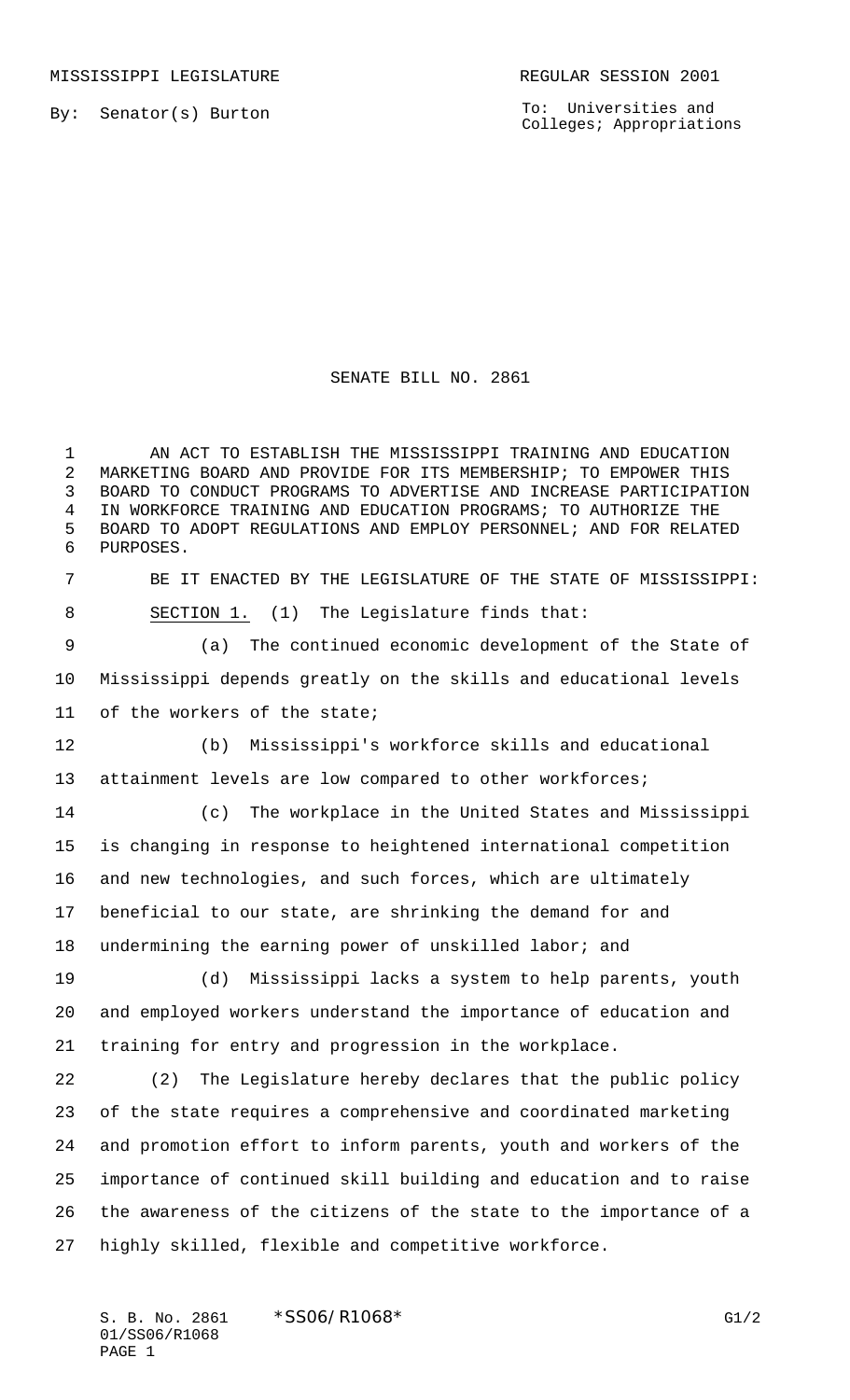MISSISSIPPI LEGISLATURE REGULAR SESSION 2001

By: Senator(s) Burton

To: Universities and Colleges; Appropriations

# SENATE BILL NO. 2861

AN ACT TO ESTABLISH THE MISSISSIPPI TRAINING AND EDUCATION MARKETING BOARD AND PROVIDE FOR ITS MEMBERSHIP; TO EMPOWER THIS BOARD TO CONDUCT PROGRAMS TO ADVERTISE AND INCREASE PARTICIPATION IN WORKFORCE TRAINING AND EDUCATION PROGRAMS; TO AUTHORIZE THE BOARD TO ADOPT REGULATIONS AND EMPLOY PERSONNEL; AND FOR RELATED PURPOSES.

BE IT ENACTED BY THE LEGISLATURE OF THE STATE OF MISSISSIPPI:

SECTION 1. (1) The Legislature finds that:

(a) The continued economic development of the State of Mississippi depends greatly on the skills and educational levels of the workers of the state;

(b) Mississippi's workforce skills and educational attainment levels are low compared to other workforces;

(c) The workplace in the United States and Mississippi is changing in response to heightened international competition and new technologies, and such forces, which are ultimately beneficial to our state, are shrinking the demand for and undermining the earning power of unskilled labor; and

(d) Mississippi lacks a system to help parents, youth and employed workers understand the importance of education and training for entry and progression in the workplace.

(2) The Legislature hereby declares that the public policy of the state requires a comprehensive and coordinated marketing and promotion effort to inform parents, youth and workers of the importance of continued skill building and education and to raise the awareness of the citizens of the state to the importance of a highly skilled, flexible and competitive workforce.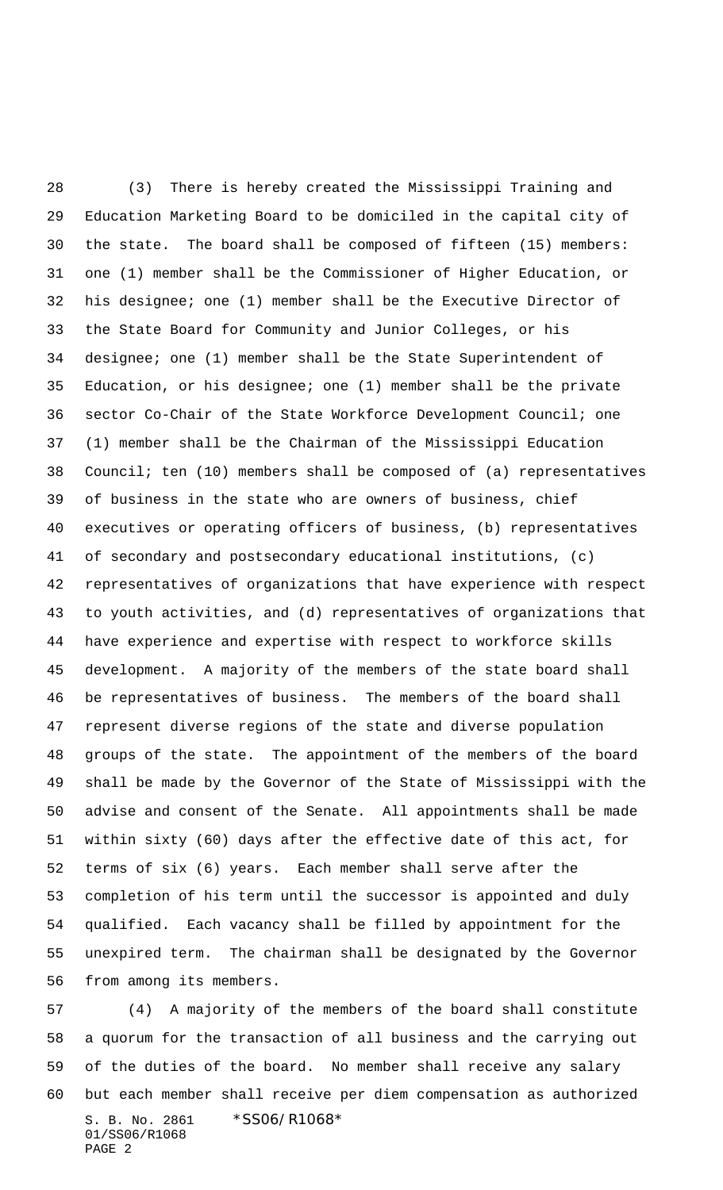(3) There is hereby created the Mississippi Training and Education Marketing Board to be domiciled in the capital city of the state. The board shall be composed of fifteen (15) members: one (1) member shall be the Commissioner of Higher Education, or his designee; one (1) member shall be the Executive Director of the State Board for Community and Junior Colleges, or his designee; one (1) member shall be the State Superintendent of Education, or his designee; one (1) member shall be the private sector Co-Chair of the State Workforce Development Council; one (1) member shall be the Chairman of the Mississippi Education Council; ten (10) members shall be composed of (a) representatives of business in the state who are owners of business, chief executives or operating officers of business, (b) representatives of secondary and postsecondary educational institutions, (c) representatives of organizations that have experience with respect to youth activities, and (d) representatives of organizations that have experience and expertise with respect to workforce skills development. A majority of the members of the state board shall be representatives of business. The members of the board shall represent diverse regions of the state and diverse population groups of the state. The appointment of the members of the board shall be made by the Governor of the State of Mississippi with the advise and consent of the Senate. All appointments shall be made within sixty (60) days after the effective date of this act, for terms of six (6) years. Each member shall serve after the completion of his term until the successor is appointed and duly qualified. Each vacancy shall be filled by appointment for the unexpired term. The chairman shall be designated by the Governor from among its members.

(4) A majority of the members of the board shall constitute a quorum for the transaction of all business and the carrying out of the duties of the board. No member shall receive any salary but each member shall receive per diem compensation as authorized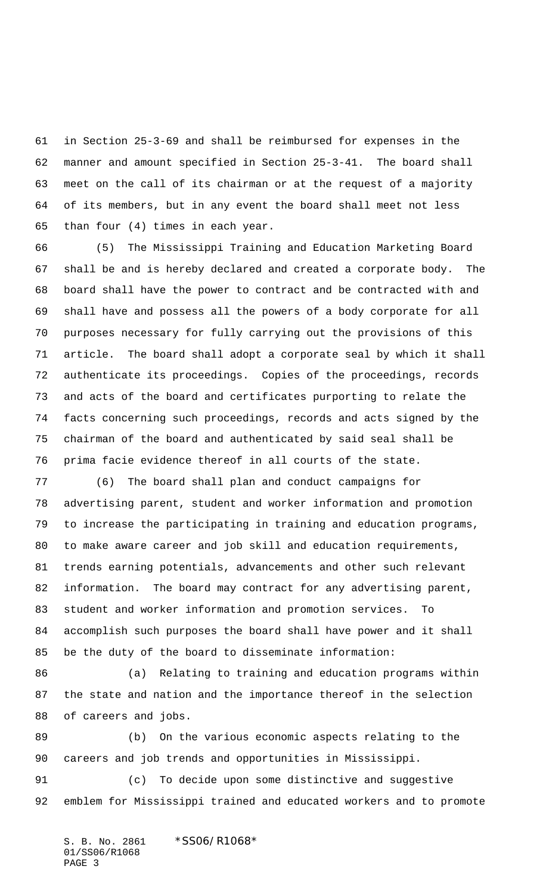in Section 25-3-69 and shall be reimbursed for expenses in the manner and amount specified in Section 25-3-41. The board shall meet on the call of its chairman or at the request of a majority of its members, but in any event the board shall meet not less than four (4) times in each year.

(5) The Mississippi Training and Education Marketing Board shall be and is hereby declared and created a corporate body. The board shall have the power to contract and be contracted with and shall have and possess all the powers of a body corporate for all purposes necessary for fully carrying out the provisions of this article. The board shall adopt a corporate seal by which it shall authenticate its proceedings. Copies of the proceedings, records and acts of the board and certificates purporting to relate the facts concerning such proceedings, records and acts signed by the chairman of the board and authenticated by said seal shall be prima facie evidence thereof in all courts of the state.

(6) The board shall plan and conduct campaigns for advertising parent, student and worker information and promotion to increase the participating in training and education programs, to make aware career and job skill and education requirements, trends earning potentials, advancements and other such relevant information. The board may contract for any advertising parent, student and worker information and promotion services. To accomplish such purposes the board shall have power and it shall be the duty of the board to disseminate information:

(a) Relating to training and education programs within the state and nation and the importance thereof in the selection of careers and jobs.

(b) On the various economic aspects relating to the careers and job trends and opportunities in Mississippi.

(c) To decide upon some distinctive and suggestive emblem for Mississippi trained and educated workers and to promote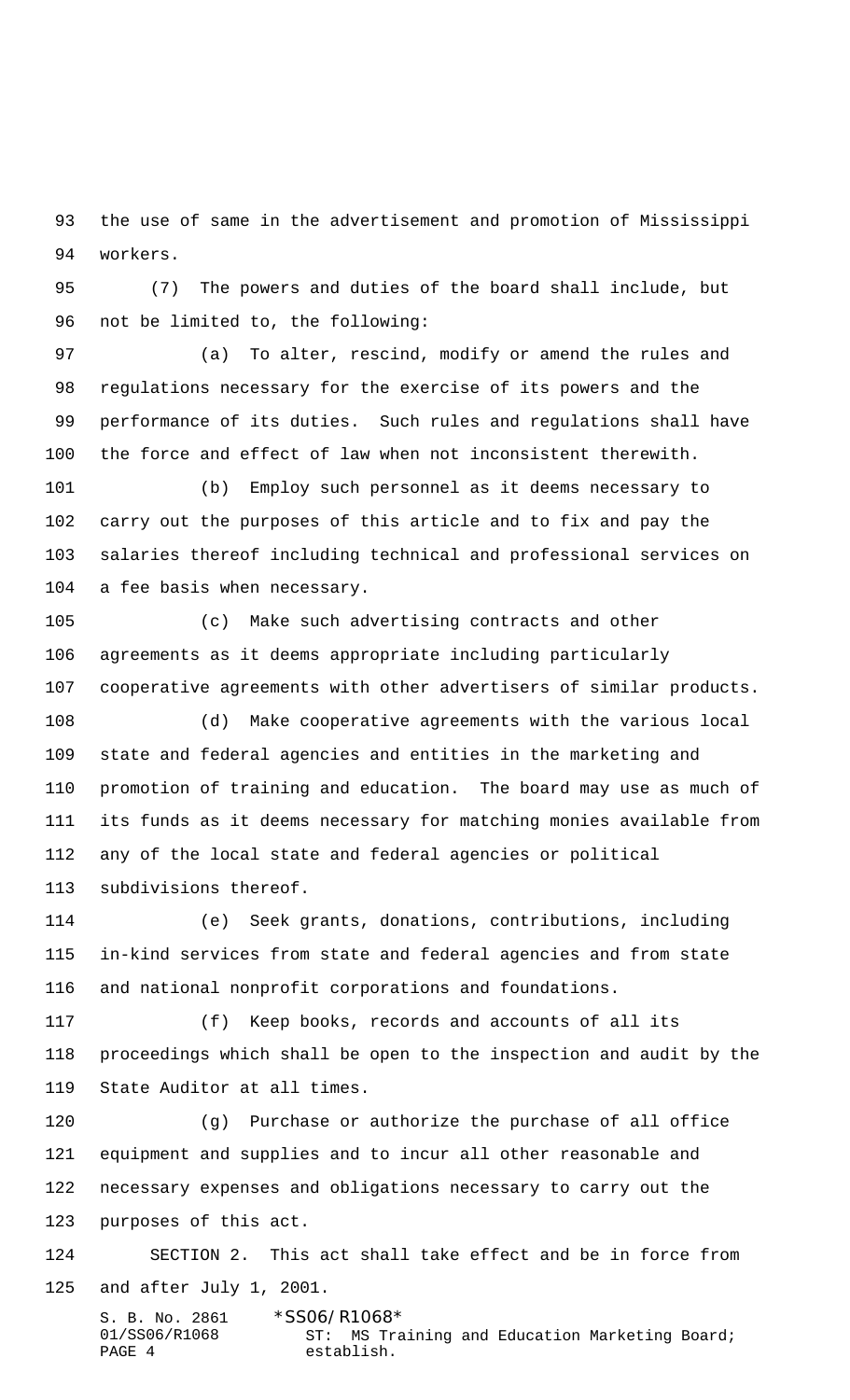the use of same in the advertisement and promotion of Mississippi workers.

(7) The powers and duties of the board shall include, but not be limited to, the following:

(a) To alter, rescind, modify or amend the rules and regulations necessary for the exercise of its powers and the performance of its duties. Such rules and regulations shall have the force and effect of law when not inconsistent therewith.

(b) Employ such personnel as it deems necessary to carry out the purposes of this article and to fix and pay the salaries thereof including technical and professional services on a fee basis when necessary.

(c) Make such advertising contracts and other agreements as it deems appropriate including particularly cooperative agreements with other advertisers of similar products.

(d) Make cooperative agreements with the various local state and federal agencies and entities in the marketing and promotion of training and education. The board may use as much of its funds as it deems necessary for matching monies available from any of the local state and federal agencies or political subdivisions thereof.

(e) Seek grants, donations, contributions, including in-kind services from state and federal agencies and from state and national nonprofit corporations and foundations.

(f) Keep books, records and accounts of all its proceedings which shall be open to the inspection and audit by the State Auditor at all times.

(g) Purchase or authorize the purchase of all office equipment and supplies and to incur all other reasonable and necessary expenses and obligations necessary to carry out the purposes of this act.

SECTION 2. This act shall take effect and be in force from and after July 1, 2001.